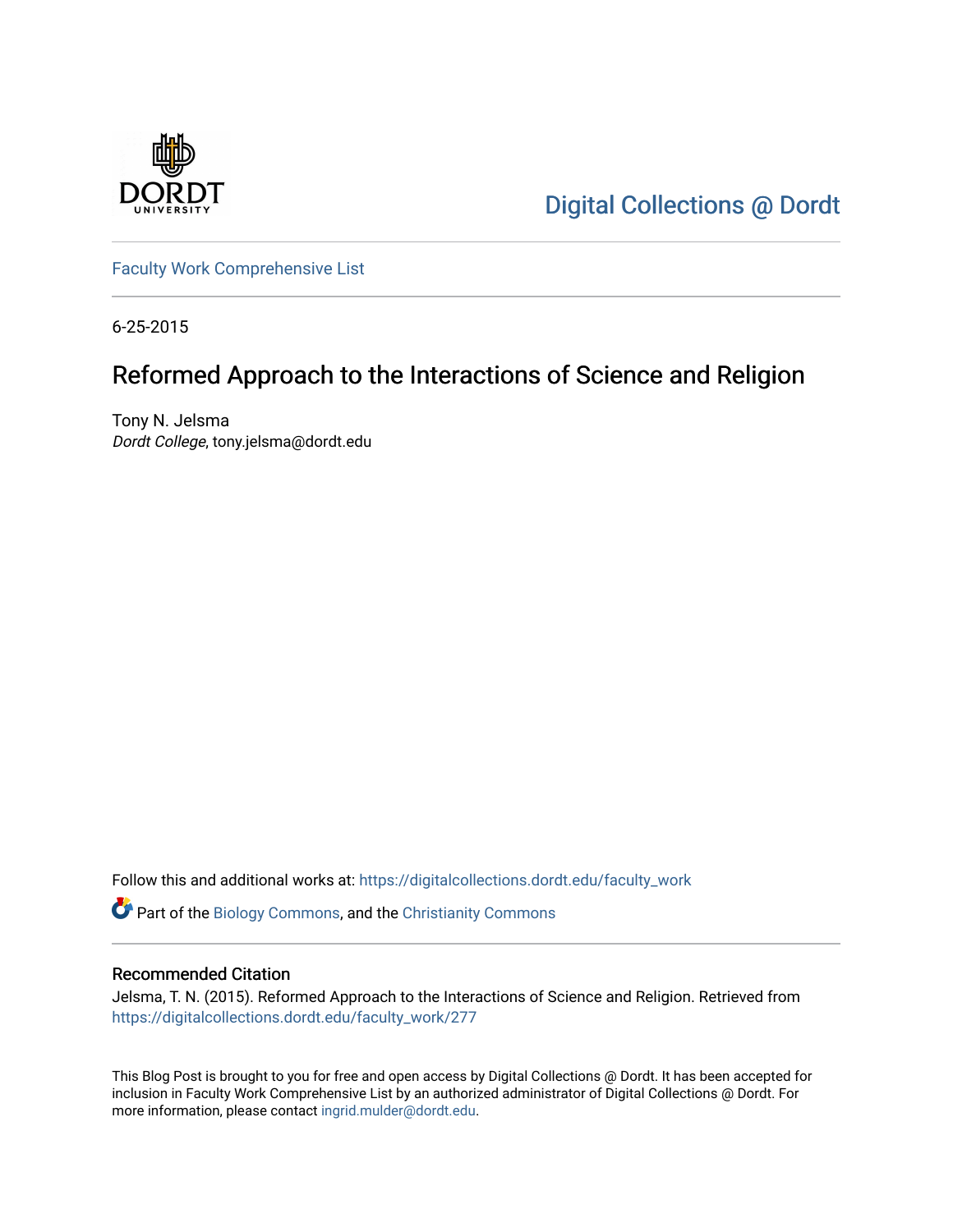Digital Collections @ Dordt

Faculty Work Comprehensive List

6-25-2015

# Reformed Approach to the Interactions of Science and Religion

Tony N. Jelsma
*Dordt College*, tony.jelsma@dordt.edu

Follow this and additional works at: https://digitalcollections.dordt.edu/faculty_work

Part of the Biology Commons, and the Christianity Commons

## Recommended Citation

Jelsma, T. N. (2015). Reformed Approach to the Interactions of Science and Religion. Retrieved from https://digitalcollections.dordt.edu/faculty_work/277

This Blog Post is brought to you for free and open access by Digital Collections @ Dordt. It has been accepted for inclusion in Faculty Work Comprehensive List by an authorized administrator of Digital Collections @ Dordt. For more information, please contact ingrid.mulder@dordt.edu.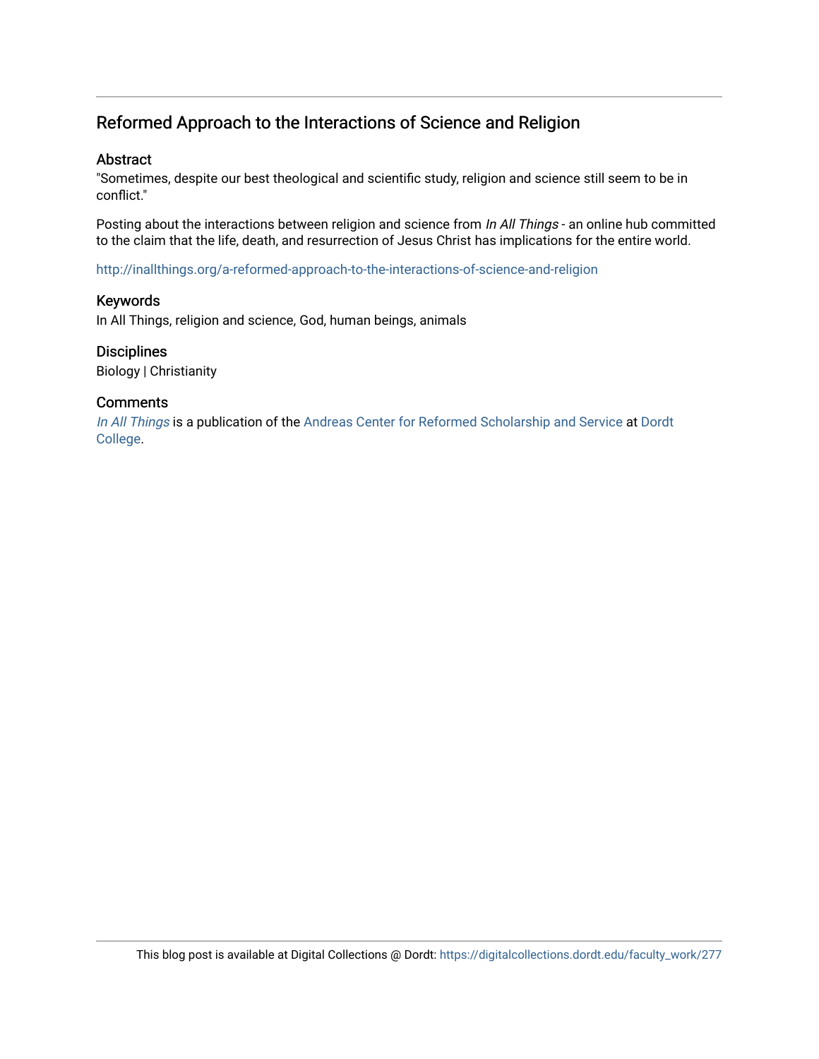# Reformed Approach to the Interactions of Science and Religion

## Abstract

"Sometimes, despite our best theological and scientific study, religion and science still seem to be in conflict."

Posting about the interactions between religion and science from *In All Things* - an online hub committed to the claim that the life, death, and resurrection of Jesus Christ has implications for the entire world.

http://inallthings.org/a-reformed-approach-to-the-interactions-of-science-and-religion

## Keywords

In All Things, religion and science, God, human beings, animals

## Disciplines

Biology | Christianity

## Comments

*In All Things* is a publication of the Andreas Center for Reformed Scholarship and Service at Dordt College.

This blog post is available at Digital Collections @ Dordt: https://digitalcollections.dordt.edu/faculty_work/277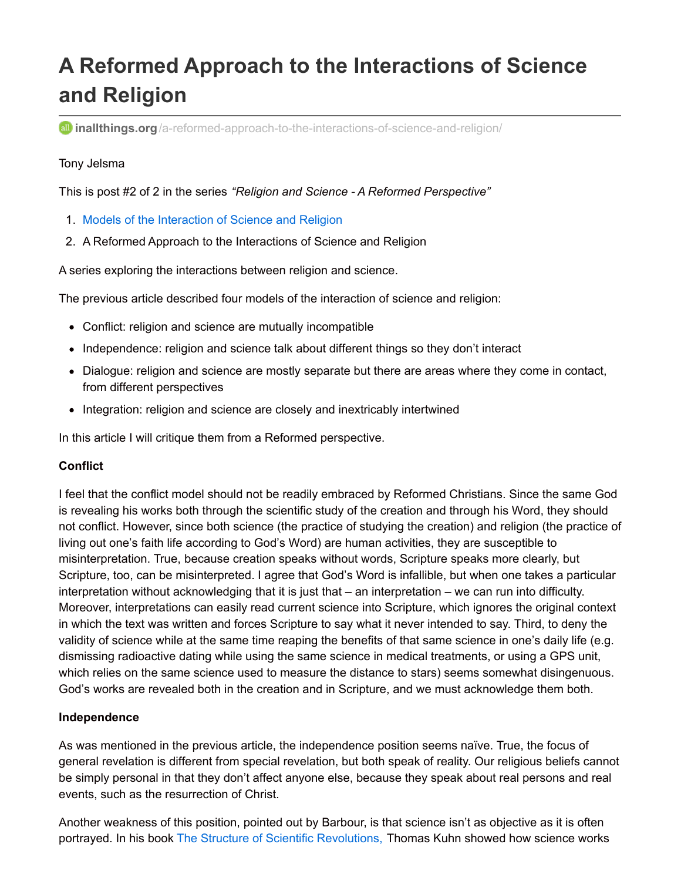# A Reformed Approach to the Interactions of Science and Religion

inallthings.org/a-reformed-approach-to-the-interactions-of-science-and-religion/

Tony Jelsma

This is post #2 of 2 in the series *"Religion and Science - A Reformed Perspective"*

1. Models of the Interaction of Science and Religion
2. A Reformed Approach to the Interactions of Science and Religion

A series exploring the interactions between religion and science.

The previous article described four models of the interaction of science and religion:

- Conflict: religion and science are mutually incompatible
- Independence: religion and science talk about different things so they don't interact
- Dialogue: religion and science are mostly separate but there are areas where they come in contact, from different perspectives
- Integration: religion and science are closely and inextricably intertwined

In this article I will critique them from a Reformed perspective.

**Conflict**

I feel that the conflict model should not be readily embraced by Reformed Christians. Since the same God is revealing his works both through the scientific study of the creation and through his Word, they should not conflict. However, since both science (the practice of studying the creation) and religion (the practice of living out one's faith life according to God's Word) are human activities, they are susceptible to misinterpretation. True, because creation speaks without words, Scripture speaks more clearly, but Scripture, too, can be misinterpreted. I agree that God's Word is infallible, but when one takes a particular interpretation without acknowledging that it is just that – an interpretation – we can run into difficulty. Moreover, interpretations can easily read current science into Scripture, which ignores the original context in which the text was written and forces Scripture to say what it never intended to say. Third, to deny the validity of science while at the same time reaping the benefits of that same science in one's daily life (e.g. dismissing radioactive dating while using the same science in medical treatments, or using a GPS unit, which relies on the same science used to measure the distance to stars) seems somewhat disingenuous. God's works are revealed both in the creation and in Scripture, and we must acknowledge them both.

**Independence**

As was mentioned in the previous article, the independence position seems naïve. True, the focus of general revelation is different from special revelation, but both speak of reality. Our religious beliefs cannot be simply personal in that they don't affect anyone else, because they speak about real persons and real events, such as the resurrection of Christ.

Another weakness of this position, pointed out by Barbour, is that science isn't as objective as it is often portrayed. In his book The Structure of Scientific Revolutions, Thomas Kuhn showed how science works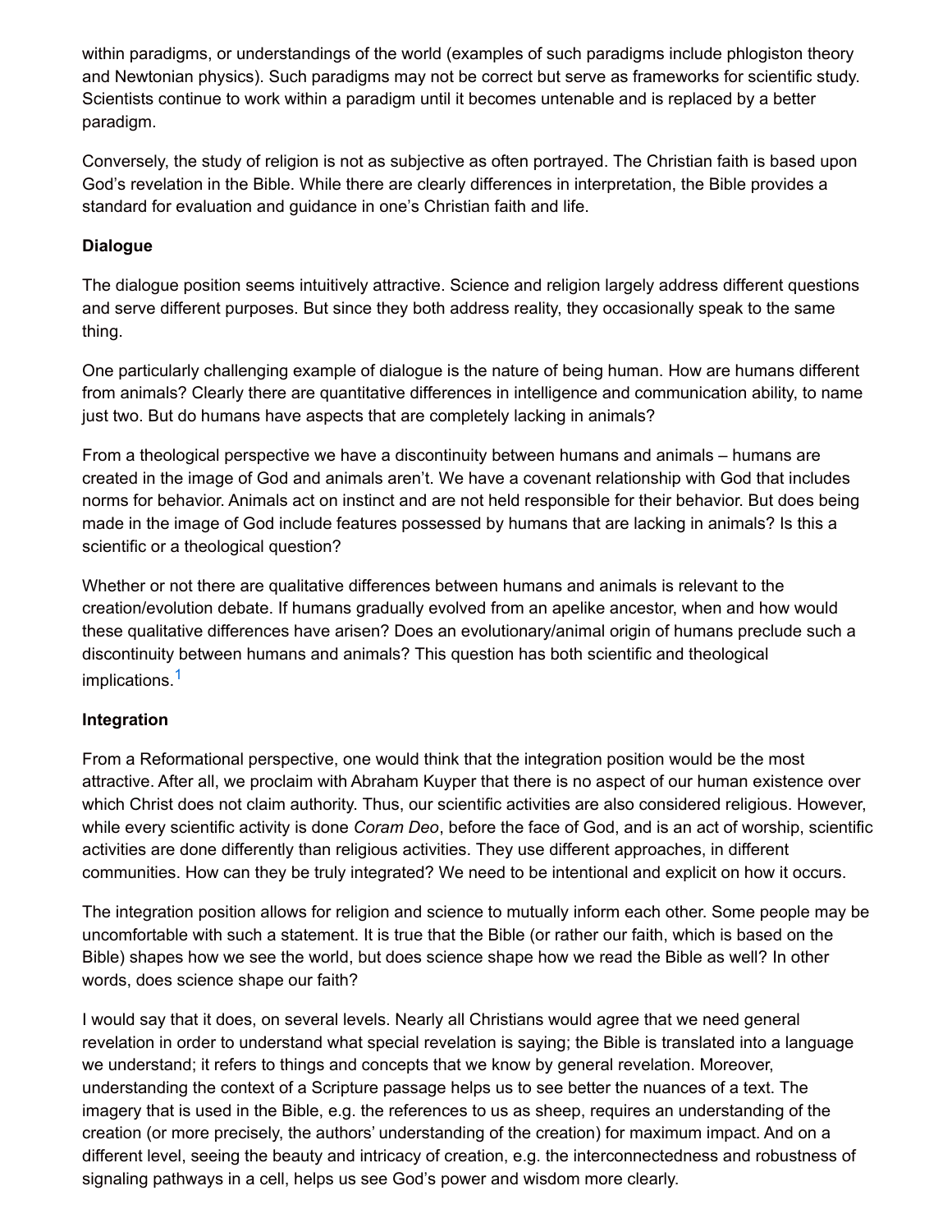within paradigms, or understandings of the world (examples of such paradigms include phlogiston theory and Newtonian physics). Such paradigms may not be correct but serve as frameworks for scientific study. Scientists continue to work within a paradigm until it becomes untenable and is replaced by a better paradigm.

Conversely, the study of religion is not as subjective as often portrayed. The Christian faith is based upon God's revelation in the Bible. While there are clearly differences in interpretation, the Bible provides a standard for evaluation and guidance in one's Christian faith and life.

**Dialogue**

The dialogue position seems intuitively attractive. Science and religion largely address different questions and serve different purposes. But since they both address reality, they occasionally speak to the same thing.

One particularly challenging example of dialogue is the nature of being human. How are humans different from animals? Clearly there are quantitative differences in intelligence and communication ability, to name just two. But do humans have aspects that are completely lacking in animals?

From a theological perspective we have a discontinuity between humans and animals – humans are created in the image of God and animals aren't. We have a covenant relationship with God that includes norms for behavior. Animals act on instinct and are not held responsible for their behavior. But does being made in the image of God include features possessed by humans that are lacking in animals? Is this a scientific or a theological question?

Whether or not there are qualitative differences between humans and animals is relevant to the creation/evolution debate. If humans gradually evolved from an apelike ancestor, when and how would these qualitative differences have arisen? Does an evolutionary/animal origin of humans preclude such a discontinuity between humans and animals? This question has both scientific and theological implications.[1]

**Integration**

From a Reformational perspective, one would think that the integration position would be the most attractive. After all, we proclaim with Abraham Kuyper that there is no aspect of our human existence over which Christ does not claim authority. Thus, our scientific activities are also considered religious. However, while every scientific activity is done *Coram Deo*, before the face of God, and is an act of worship, scientific activities are done differently than religious activities. They use different approaches, in different communities. How can they be truly integrated? We need to be intentional and explicit on how it occurs.

The integration position allows for religion and science to mutually inform each other. Some people may be uncomfortable with such a statement. It is true that the Bible (or rather our faith, which is based on the Bible) shapes how we see the world, but does science shape how we read the Bible as well? In other words, does science shape our faith?

I would say that it does, on several levels. Nearly all Christians would agree that we need general revelation in order to understand what special revelation is saying; the Bible is translated into a language we understand; it refers to things and concepts that we know by general revelation. Moreover, understanding the context of a Scripture passage helps us to see better the nuances of a text. The imagery that is used in the Bible, e.g. the references to us as sheep, requires an understanding of the creation (or more precisely, the authors' understanding of the creation) for maximum impact. And on a different level, seeing the beauty and intricacy of creation, e.g. the interconnectedness and robustness of signaling pathways in a cell, helps us see God's power and wisdom more clearly.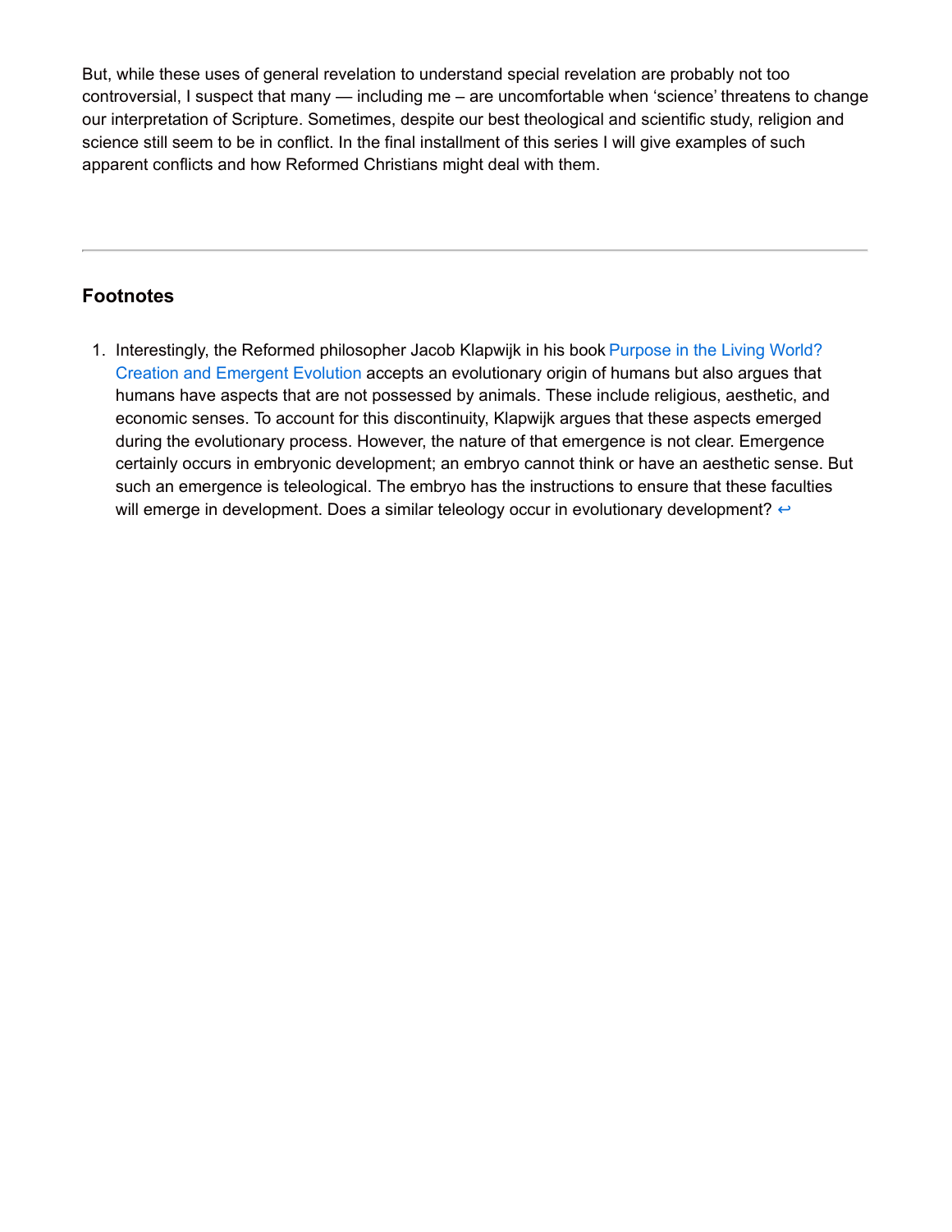But, while these uses of general revelation to understand special revelation are probably not too controversial, I suspect that many — including me – are uncomfortable when ‘science’ threatens to change our interpretation of Scripture. Sometimes, despite our best theological and scientific study, religion and science still seem to be in conflict. In the final installment of this series I will give examples of such apparent conflicts and how Reformed Christians might deal with them.

---

## Footnotes

1. Interestingly, the Reformed philosopher Jacob Klapwijk in his book Purpose in the Living World? Creation and Emergent Evolution accepts an evolutionary origin of humans but also argues that humans have aspects that are not possessed by animals. These include religious, aesthetic, and economic senses. To account for this discontinuity, Klapwijk argues that these aspects emerged during the evolutionary process. However, the nature of that emergence is not clear. Emergence certainly occurs in embryonic development; an embryo cannot think or have an aesthetic sense. But such an emergence is teleological. The embryo has the instructions to ensure that these faculties will emerge in development. Does a similar teleology occur in evolutionary development? ↩